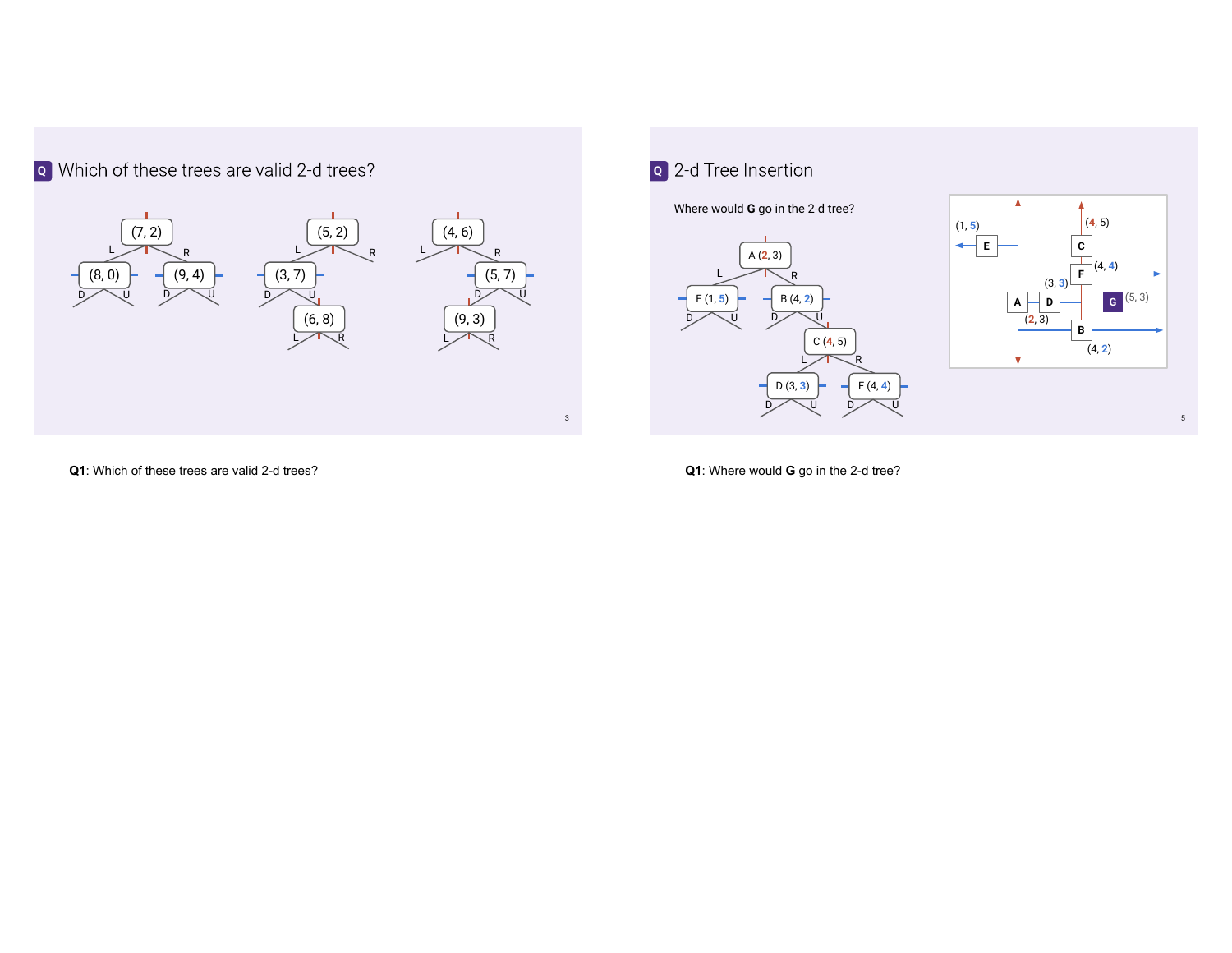## Which of these trees are valid 2-d trees?

(7, 2) — L: (8, 0) [D, U]; R: (9, 4) [D, U]

(5, 2) — L: (3, 7) [D, U → (6, 8) [L, R]]; R

(4, 6) — L; R: (5, 7) [D → (9, 3) [L, R]; U]

## 2-d Tree Insertion

Where would **G** go in the 2-d tree?

A (2, 3) — L: E (1, 5) [D, U]; R: B (4, 2) [D, U → C (4, 5) [L: D (3, 3) [D, U]; R: F (4, 4) [D, U]]]

Points: E (1, 5), C (4, 5), F (4, 4), D (3, 3), A (2, 3), G (5, 3), B (4, 2)

**Q1**: Which of these trees are valid 2-d trees?

**Q1**: Where would **G** go in the 2-d tree?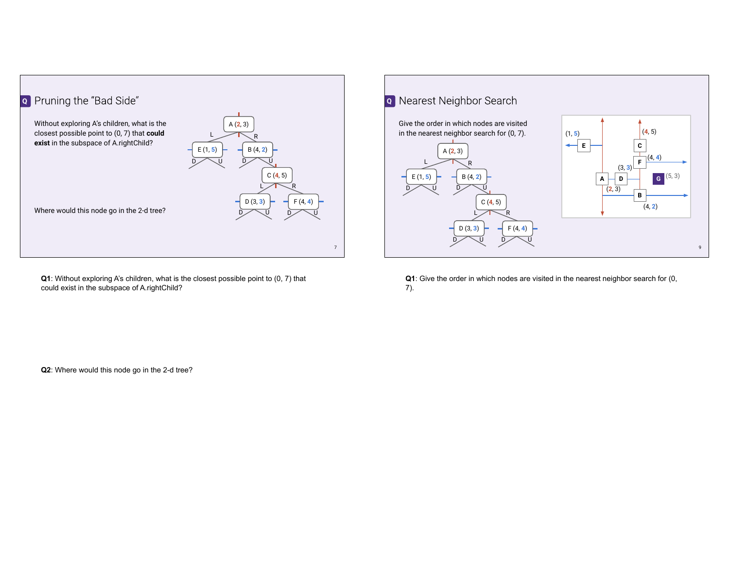## Pruning the "Bad Side"

Without exploring A's children, what is the closest possible point to (0, 7) that **could exist** in the subspace of A.rightChild?

A (2, 3)
L
R
E (1, 5)
B (4, 2)
D
U
D
U
C (4, 5)
L
R
D (3, 3)
F (4, 4)
D
U
D
U

Where would this node go in the 2-d tree?

## Nearest Neighbor Search

Give the order in which nodes are visited in the nearest neighbor search for (0, 7).

A (2, 3)
L
R
E (1, 5)
B (4, 2)
D
U
D
U
C (4, 5)
L
R
D (3, 3)
F (4, 4)
D
U
D
U

(1, 5)
E
(4, 5)
C
(4, 4)
F
(3, 3)
A
D
G
(5, 3)
(2, 3)
B
(4, 2)

**Q1**: Without exploring A's children, what is the closest possible point to (0, 7) that could exist in the subspace of A.rightChild?

**Q2**: Where would this node go in the 2-d tree?

**Q1**: Give the order in which nodes are visited in the nearest neighbor search for (0, 7).